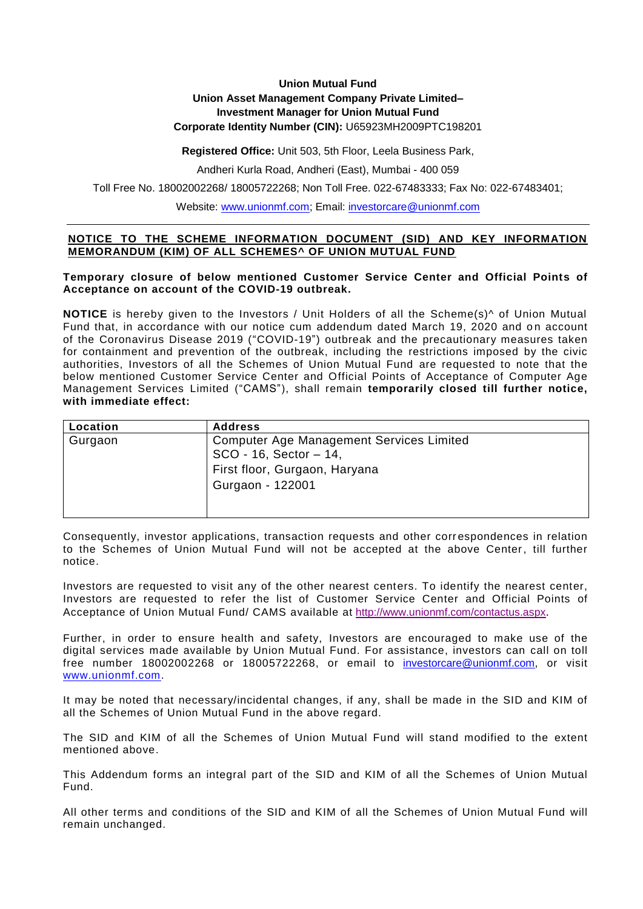**Union Mutual Fund**
**Union Asset Management Company Private Limited–**
**Investment Manager for Union Mutual Fund**
**Corporate Identity Number (CIN):** U65923MH2009PTC198201

**Registered Office:** Unit 503, 5th Floor, Leela Business Park,

Andheri Kurla Road, Andheri (East), Mumbai - 400 059

Toll Free No. 18002002268/ 18005722268; Non Toll Free. 022-67483333; Fax No: 022-67483401;

Website: www.unionmf.com; Email: investorcare@unionmf.com

---

**NOTICE TO THE SCHEME INFORMATION DOCUMENT (SID) AND KEY INFORMATION MEMORANDUM (KIM) OF ALL SCHEMES^ OF UNION MUTUAL FUND**

**Temporary closure of below mentioned Customer Service Center and Official Points of Acceptance on account of the COVID-19 outbreak.**

**NOTICE** is hereby given to the Investors / Unit Holders of all the Scheme(s)^ of Union Mutual Fund that, in accordance with our notice cum addendum dated March 19, 2020 and on account of the Coronavirus Disease 2019 ("COVID-19") outbreak and the precautionary measures taken for containment and prevention of the outbreak, including the restrictions imposed by the civic authorities, Investors of all the Schemes of Union Mutual Fund are requested to note that the below mentioned Customer Service Center and Official Points of Acceptance of Computer Age Management Services Limited ("CAMS"), shall remain **temporarily closed till further notice, with immediate effect:**

| Location | Address |
|---|---|
| Gurgaon | Computer Age Management Services Limited<br>SCO - 16, Sector – 14,<br>First floor, Gurgaon, Haryana<br>Gurgaon - 122001 |

Consequently, investor applications, transaction requests and other correspondences in relation to the Schemes of Union Mutual Fund will not be accepted at the above Center, till further notice.

Investors are requested to visit any of the other nearest centers. To identify the nearest center, Investors are requested to refer the list of Customer Service Center and Official Points of Acceptance of Union Mutual Fund/ CAMS available at http://www.unionmf.com/contactus.aspx.

Further, in order to ensure health and safety, Investors are encouraged to make use of the digital services made available by Union Mutual Fund. For assistance, investors can call on toll free number 18002002268 or 18005722268, or email to investorcare@unionmf.com, or visit www.unionmf.com.

It may be noted that necessary/incidental changes, if any, shall be made in the SID and KIM of all the Schemes of Union Mutual Fund in the above regard.

The SID and KIM of all the Schemes of Union Mutual Fund will stand modified to the extent mentioned above.

This Addendum forms an integral part of the SID and KIM of all the Schemes of Union Mutual Fund.

All other terms and conditions of the SID and KIM of all the Schemes of Union Mutual Fund will remain unchanged.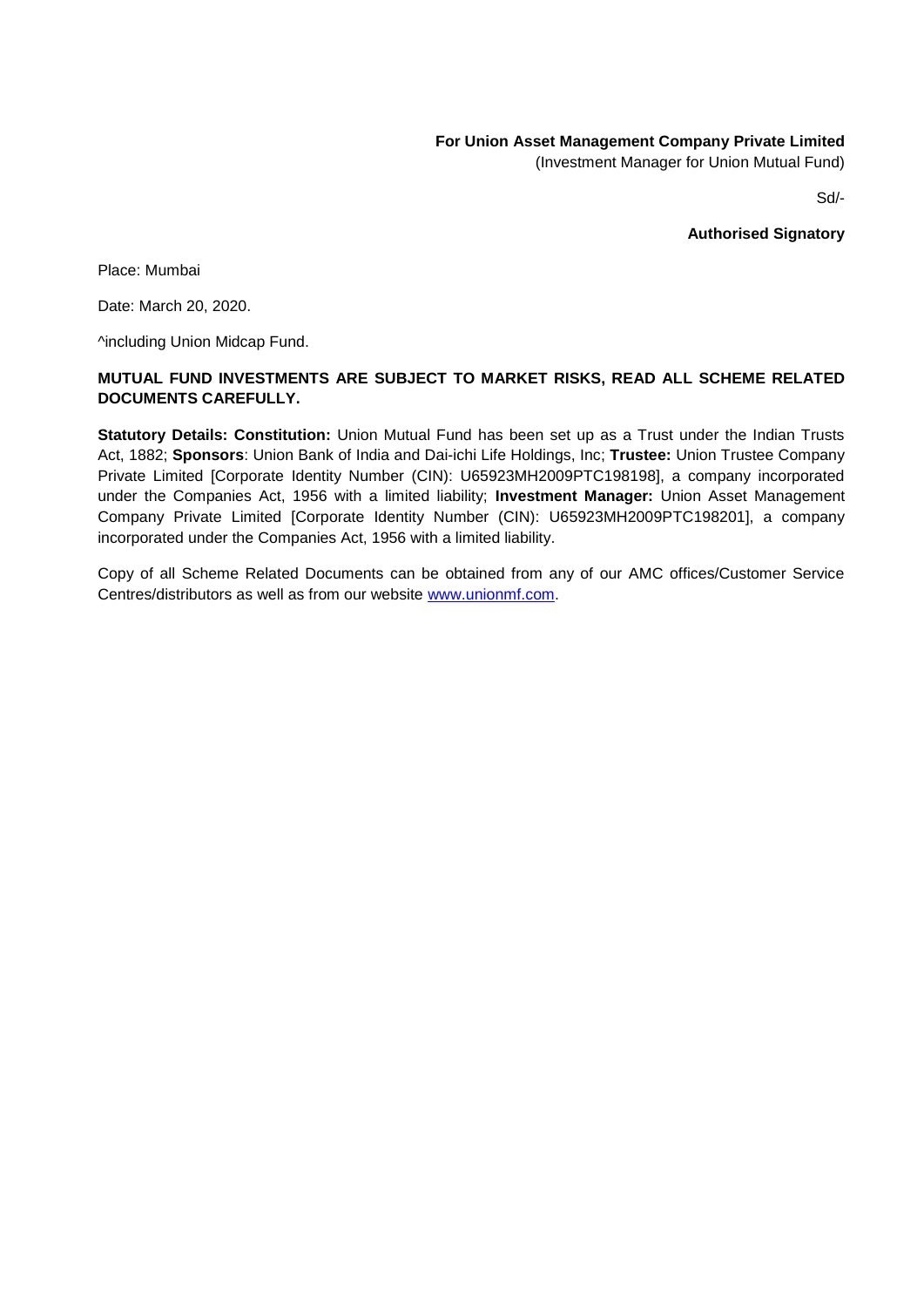**For Union Asset Management Company Private Limited**
(Investment Manager for Union Mutual Fund)

Sd/-

**Authorised Signatory**

Place: Mumbai

Date: March 20, 2020.

^including Union Midcap Fund.

**MUTUAL FUND INVESTMENTS ARE SUBJECT TO MARKET RISKS, READ ALL SCHEME RELATED DOCUMENTS CAREFULLY.**

**Statutory Details: Constitution:** Union Mutual Fund has been set up as a Trust under the Indian Trusts Act, 1882; **Sponsors**: Union Bank of India and Dai-ichi Life Holdings, Inc; **Trustee:** Union Trustee Company Private Limited [Corporate Identity Number (CIN): U65923MH2009PTC198198], a company incorporated under the Companies Act, 1956 with a limited liability; **Investment Manager:** Union Asset Management Company Private Limited [Corporate Identity Number (CIN): U65923MH2009PTC198201], a company incorporated under the Companies Act, 1956 with a limited liability.

Copy of all Scheme Related Documents can be obtained from any of our AMC offices/Customer Service Centres/distributors as well as from our website www.unionmf.com.